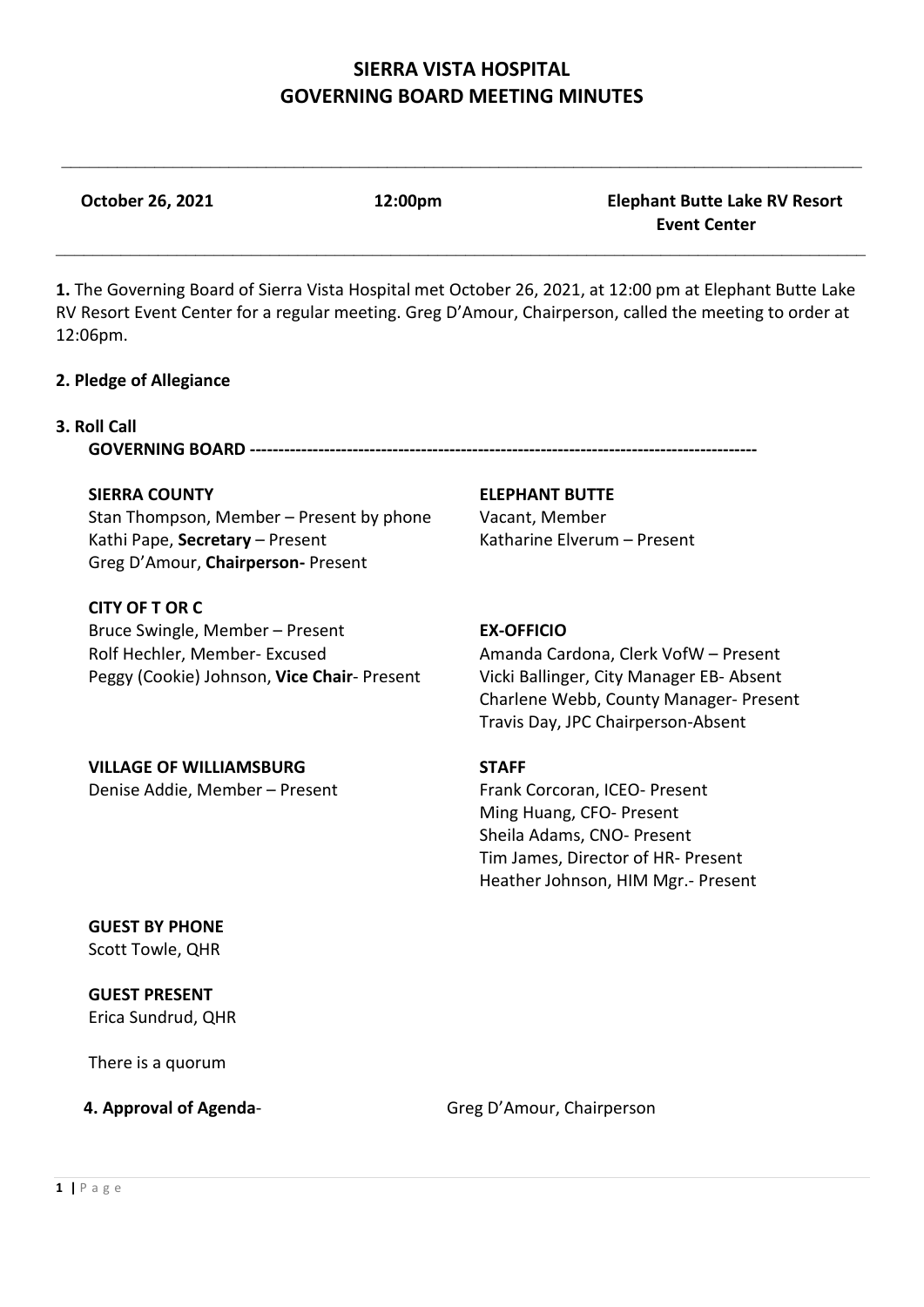# SIERRA VISTA HOSPITAL
# GOVERNING BOARD MEETING MINUTES

**October 26, 2021** **12:00pm** **Elephant Butte Lake RV Resort Event Center**

**1.** The Governing Board of Sierra Vista Hospital met October 26, 2021, at 12:00 pm at Elephant Butte Lake RV Resort Event Center for a regular meeting. Greg D'Amour, Chairperson, called the meeting to order at 12:06pm.

**2. Pledge of Allegiance**

**3. Roll Call**

**GOVERNING BOARD** -----------------------------------------------------------------------------------------

**SIERRA COUNTY**
Stan Thompson, Member – Present by phone
Kathi Pape, **Secretary** – Present
Greg D'Amour, **Chairperson-** Present

**ELEPHANT BUTTE**
Vacant, Member
Katharine Elverum – Present

**CITY OF T OR C**
Bruce Swingle, Member – Present
Rolf Hechler, Member- Excused
Peggy (Cookie) Johnson, **Vice Chair**- Present

**EX-OFFICIO**
Amanda Cardona, Clerk VofW – Present
Vicki Ballinger, City Manager EB- Absent
Charlene Webb, County Manager- Present
Travis Day, JPC Chairperson-Absent

**VILLAGE OF WILLIAMSBURG**
Denise Addie, Member – Present

**STAFF**
Frank Corcoran, ICEO- Present
Ming Huang, CFO- Present
Sheila Adams, CNO- Present
Tim James, Director of HR- Present
Heather Johnson, HIM Mgr.- Present

**GUEST BY PHONE**
Scott Towle, QHR

**GUEST PRESENT**
Erica Sundrud, QHR

There is a quorum

**4. Approval of Agenda**- Greg D'Amour, Chairperson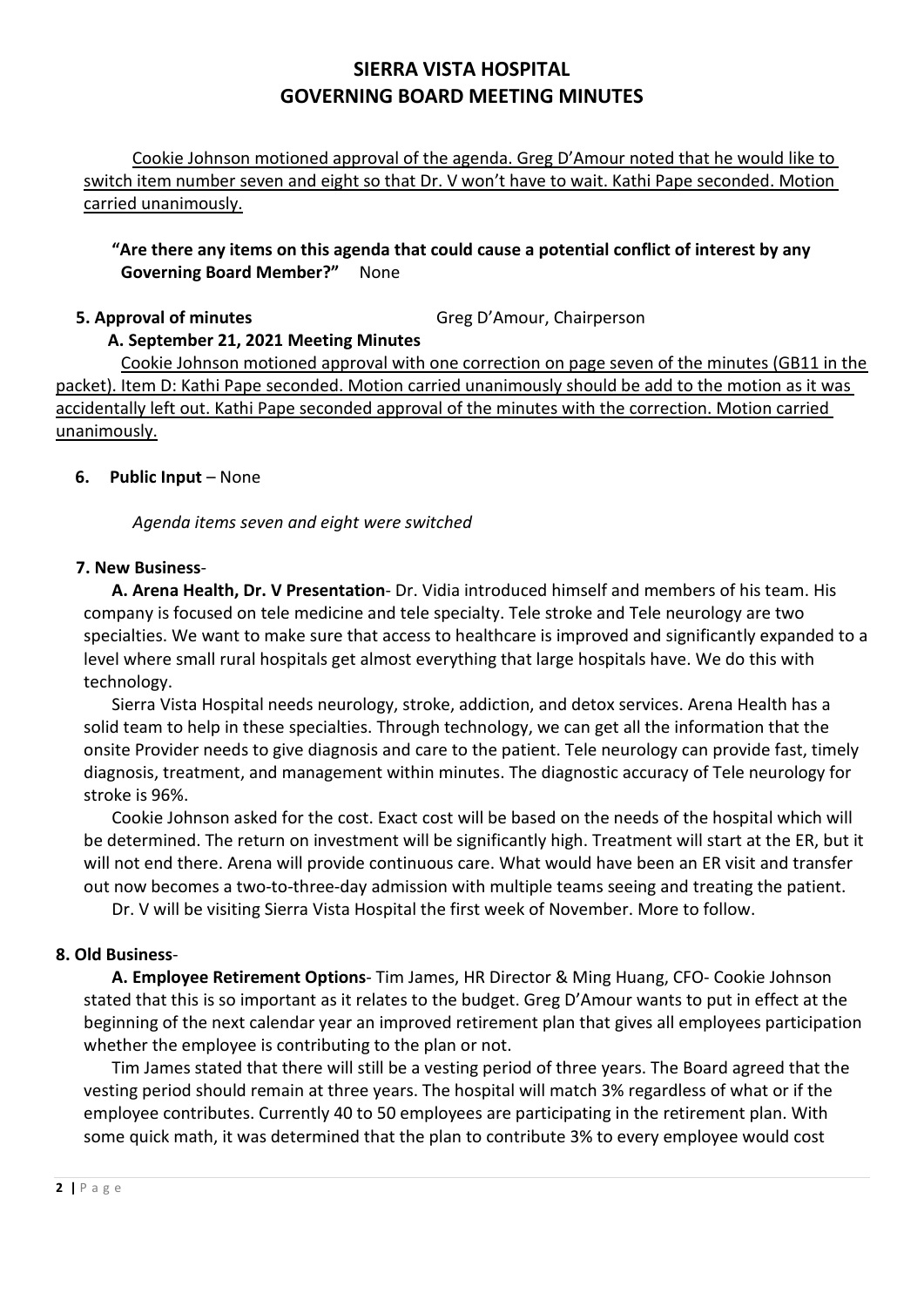# SIERRA VISTA HOSPITAL
# GOVERNING BOARD MEETING MINUTES

<u>Cookie Johnson motioned approval of the agenda. Greg D'Amour noted that he would like to switch item number seven and eight so that Dr. V won't have to wait. Kathi Pape seconded. Motion carried unanimously.</u>

**"Are there any items on this agenda that could cause a potential conflict of interest by any Governing Board Member?"** None

**5. Approval of minutes** Greg D'Amour, Chairperson

**A. September 21, 2021 Meeting Minutes**

<u>Cookie Johnson motioned approval with one correction on page seven of the minutes (GB11 in the packet). Item D: Kathi Pape seconded. Motion carried unanimously should be add to the motion as it was accidentally left out. Kathi Pape seconded approval of the minutes with the correction. Motion carried unanimously.</u>

**6. Public Input** – None

*Agenda items seven and eight were switched*

**7. New Business**-

**A. Arena Health, Dr. V Presentation**- Dr. Vidia introduced himself and members of his team. His company is focused on tele medicine and tele specialty. Tele stroke and Tele neurology are two specialties. We want to make sure that access to healthcare is improved and significantly expanded to a level where small rural hospitals get almost everything that large hospitals have. We do this with technology.

Sierra Vista Hospital needs neurology, stroke, addiction, and detox services. Arena Health has a solid team to help in these specialties. Through technology, we can get all the information that the onsite Provider needs to give diagnosis and care to the patient. Tele neurology can provide fast, timely diagnosis, treatment, and management within minutes. The diagnostic accuracy of Tele neurology for stroke is 96%.

Cookie Johnson asked for the cost. Exact cost will be based on the needs of the hospital which will be determined. The return on investment will be significantly high. Treatment will start at the ER, but it will not end there. Arena will provide continuous care. What would have been an ER visit and transfer out now becomes a two-to-three-day admission with multiple teams seeing and treating the patient.

Dr. V will be visiting Sierra Vista Hospital the first week of November. More to follow.

**8. Old Business**-

**A. Employee Retirement Options**- Tim James, HR Director & Ming Huang, CFO- Cookie Johnson stated that this is so important as it relates to the budget. Greg D'Amour wants to put in effect at the beginning of the next calendar year an improved retirement plan that gives all employees participation whether the employee is contributing to the plan or not.

Tim James stated that there will still be a vesting period of three years. The Board agreed that the vesting period should remain at three years. The hospital will match 3% regardless of what or if the employee contributes. Currently 40 to 50 employees are participating in the retirement plan. With some quick math, it was determined that the plan to contribute 3% to every employee would cost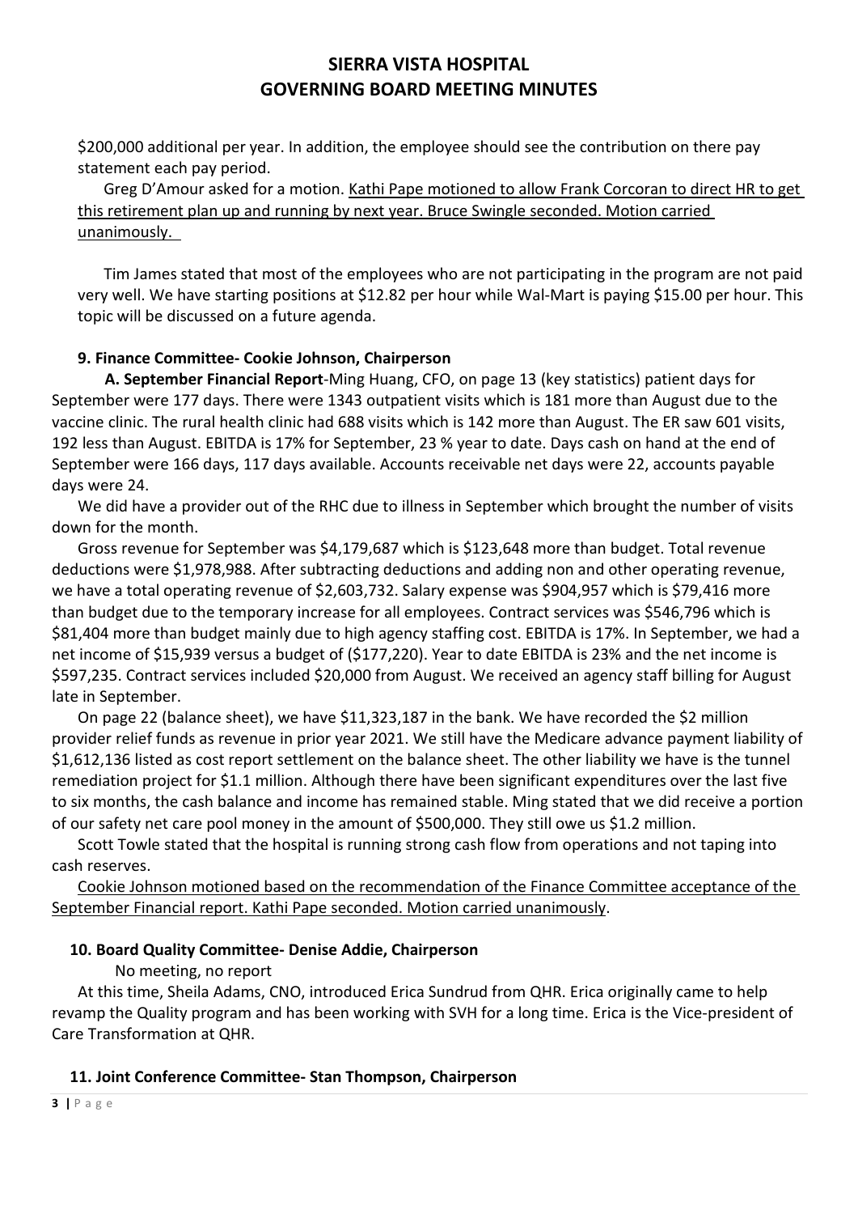$200,000 additional per year. In addition, the employee should see the contribution on there pay statement each pay period.

Greg D'Amour asked for a motion. Kathi Pape motioned to allow Frank Corcoran to direct HR to get this retirement plan up and running by next year. Bruce Swingle seconded. Motion carried unanimously.

Tim James stated that most of the employees who are not participating in the program are not paid very well. We have starting positions at $12.82 per hour while Wal-Mart is paying $15.00 per hour. This topic will be discussed on a future agenda.

**9. Finance Committee- Cookie Johnson, Chairperson**

**A. September Financial Report**-Ming Huang, CFO, on page 13 (key statistics) patient days for September were 177 days. There were 1343 outpatient visits which is 181 more than August due to the vaccine clinic. The rural health clinic had 688 visits which is 142 more than August. The ER saw 601 visits, 192 less than August. EBITDA is 17% for September, 23 % year to date. Days cash on hand at the end of September were 166 days, 117 days available. Accounts receivable net days were 22, accounts payable days were 24.

We did have a provider out of the RHC due to illness in September which brought the number of visits down for the month.

Gross revenue for September was $4,179,687 which is $123,648 more than budget. Total revenue deductions were $1,978,988. After subtracting deductions and adding non and other operating revenue, we have a total operating revenue of $2,603,732. Salary expense was $904,957 which is $79,416 more than budget due to the temporary increase for all employees. Contract services was $546,796 which is $81,404 more than budget mainly due to high agency staffing cost. EBITDA is 17%. In September, we had a net income of $15,939 versus a budget of ($177,220). Year to date EBITDA is 23% and the net income is $597,235. Contract services included $20,000 from August. We received an agency staff billing for August late in September.

On page 22 (balance sheet), we have $11,323,187 in the bank. We have recorded the $2 million provider relief funds as revenue in prior year 2021. We still have the Medicare advance payment liability of $1,612,136 listed as cost report settlement on the balance sheet. The other liability we have is the tunnel remediation project for $1.1 million. Although there have been significant expenditures over the last five to six months, the cash balance and income has remained stable. Ming stated that we did receive a portion of our safety net care pool money in the amount of $500,000. They still owe us $1.2 million.

Scott Towle stated that the hospital is running strong cash flow from operations and not taping into cash reserves.

Cookie Johnson motioned based on the recommendation of the Finance Committee acceptance of the September Financial report. Kathi Pape seconded. Motion carried unanimously.

**10. Board Quality Committee- Denise Addie, Chairperson**

No meeting, no report

At this time, Sheila Adams, CNO, introduced Erica Sundrud from QHR. Erica originally came to help revamp the Quality program and has been working with SVH for a long time. Erica is the Vice-president of Care Transformation at QHR.

**11. Joint Conference Committee- Stan Thompson, Chairperson**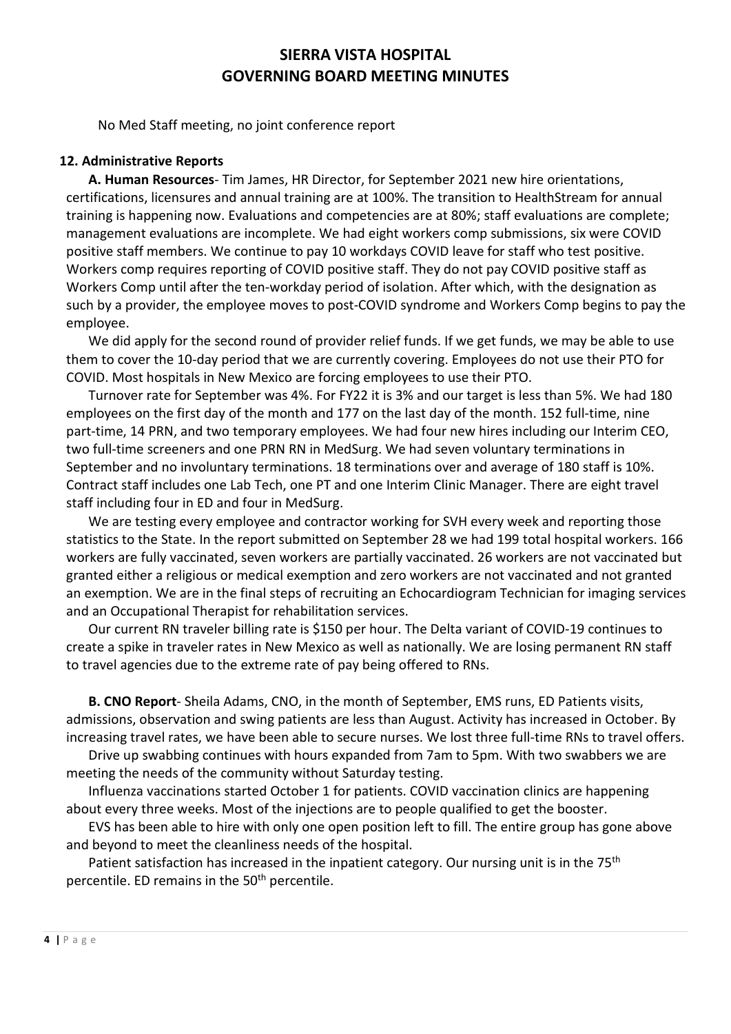No Med Staff meeting, no joint conference report

### 12. Administrative Reports

**A. Human Resources**- Tim James, HR Director, for September 2021 new hire orientations, certifications, licensures and annual training are at 100%. The transition to HealthStream for annual training is happening now. Evaluations and competencies are at 80%; staff evaluations are complete; management evaluations are incomplete. We had eight workers comp submissions, six were COVID positive staff members. We continue to pay 10 workdays COVID leave for staff who test positive. Workers comp requires reporting of COVID positive staff. They do not pay COVID positive staff as Workers Comp until after the ten-workday period of isolation. After which, with the designation as such by a provider, the employee moves to post-COVID syndrome and Workers Comp begins to pay the employee.

We did apply for the second round of provider relief funds. If we get funds, we may be able to use them to cover the 10-day period that we are currently covering. Employees do not use their PTO for COVID. Most hospitals in New Mexico are forcing employees to use their PTO.

Turnover rate for September was 4%. For FY22 it is 3% and our target is less than 5%. We had 180 employees on the first day of the month and 177 on the last day of the month. 152 full-time, nine part-time, 14 PRN, and two temporary employees. We had four new hires including our Interim CEO, two full-time screeners and one PRN RN in MedSurg. We had seven voluntary terminations in September and no involuntary terminations. 18 terminations over and average of 180 staff is 10%. Contract staff includes one Lab Tech, one PT and one Interim Clinic Manager. There are eight travel staff including four in ED and four in MedSurg.

We are testing every employee and contractor working for SVH every week and reporting those statistics to the State. In the report submitted on September 28 we had 199 total hospital workers. 166 workers are fully vaccinated, seven workers are partially vaccinated. 26 workers are not vaccinated but granted either a religious or medical exemption and zero workers are not vaccinated and not granted an exemption. We are in the final steps of recruiting an Echocardiogram Technician for imaging services and an Occupational Therapist for rehabilitation services.

Our current RN traveler billing rate is $150 per hour. The Delta variant of COVID-19 continues to create a spike in traveler rates in New Mexico as well as nationally. We are losing permanent RN staff to travel agencies due to the extreme rate of pay being offered to RNs.

**B. CNO Report**- Sheila Adams, CNO, in the month of September, EMS runs, ED Patients visits, admissions, observation and swing patients are less than August. Activity has increased in October. By increasing travel rates, we have been able to secure nurses. We lost three full-time RNs to travel offers.

Drive up swabbing continues with hours expanded from 7am to 5pm. With two swabbers we are meeting the needs of the community without Saturday testing.

Influenza vaccinations started October 1 for patients. COVID vaccination clinics are happening about every three weeks. Most of the injections are to people qualified to get the booster.

EVS has been able to hire with only one open position left to fill. The entire group has gone above and beyond to meet the cleanliness needs of the hospital.

Patient satisfaction has increased in the inpatient category. Our nursing unit is in the 75th percentile. ED remains in the 50th percentile.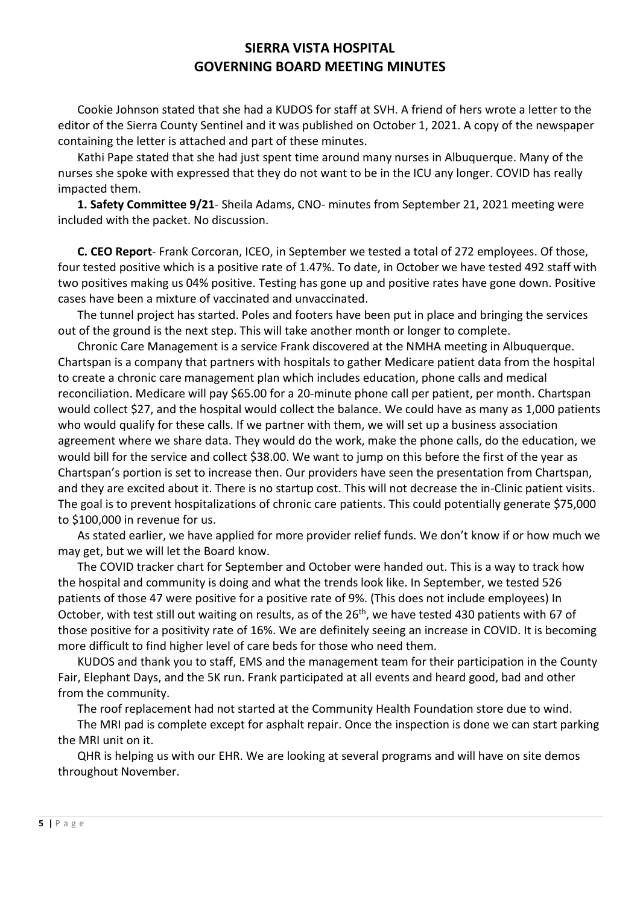# SIERRA VISTA HOSPITAL
# GOVERNING BOARD MEETING MINUTES

Cookie Johnson stated that she had a KUDOS for staff at SVH. A friend of hers wrote a letter to the editor of the Sierra County Sentinel and it was published on October 1, 2021. A copy of the newspaper containing the letter is attached and part of these minutes.

Kathi Pape stated that she had just spent time around many nurses in Albuquerque. Many of the nurses she spoke with expressed that they do not want to be in the ICU any longer. COVID has really impacted them.

**1. Safety Committee 9/21**- Sheila Adams, CNO- minutes from September 21, 2021 meeting were included with the packet. No discussion.

**C. CEO Report**- Frank Corcoran, ICEO, in September we tested a total of 272 employees. Of those, four tested positive which is a positive rate of 1.47%. To date, in October we have tested 492 staff with two positives making us 04% positive. Testing has gone up and positive rates have gone down. Positive cases have been a mixture of vaccinated and unvaccinated.

The tunnel project has started. Poles and footers have been put in place and bringing the services out of the ground is the next step. This will take another month or longer to complete.

Chronic Care Management is a service Frank discovered at the NMHA meeting in Albuquerque. Chartspan is a company that partners with hospitals to gather Medicare patient data from the hospital to create a chronic care management plan which includes education, phone calls and medical reconciliation. Medicare will pay $65.00 for a 20-minute phone call per patient, per month. Chartspan would collect $27, and the hospital would collect the balance. We could have as many as 1,000 patients who would qualify for these calls. If we partner with them, we will set up a business association agreement where we share data. They would do the work, make the phone calls, do the education, we would bill for the service and collect $38.00. We want to jump on this before the first of the year as Chartspan's portion is set to increase then. Our providers have seen the presentation from Chartspan, and they are excited about it. There is no startup cost. This will not decrease the in-Clinic patient visits. The goal is to prevent hospitalizations of chronic care patients. This could potentially generate $75,000 to $100,000 in revenue for us.

As stated earlier, we have applied for more provider relief funds. We don't know if or how much we may get, but we will let the Board know.

The COVID tracker chart for September and October were handed out. This is a way to track how the hospital and community is doing and what the trends look like. In September, we tested 526 patients of those 47 were positive for a positive rate of 9%. (This does not include employees) In October, with test still out waiting on results, as of the 26th, we have tested 430 patients with 67 of those positive for a positivity rate of 16%. We are definitely seeing an increase in COVID. It is becoming more difficult to find higher level of care beds for those who need them.

KUDOS and thank you to staff, EMS and the management team for their participation in the County Fair, Elephant Days, and the 5K run. Frank participated at all events and heard good, bad and other from the community.

The roof replacement had not started at the Community Health Foundation store due to wind.

The MRI pad is complete except for asphalt repair. Once the inspection is done we can start parking the MRI unit on it.

QHR is helping us with our EHR. We are looking at several programs and will have on site demos throughout November.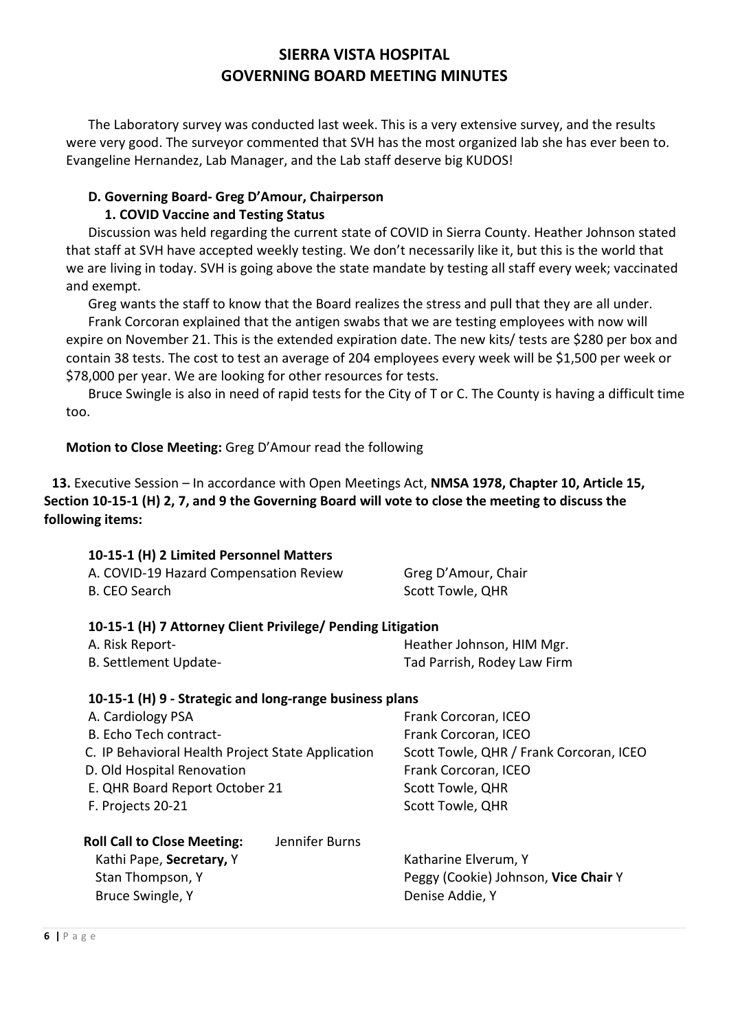# SIERRA VISTA HOSPITAL
# GOVERNING BOARD MEETING MINUTES

The Laboratory survey was conducted last week. This is a very extensive survey, and the results were very good. The surveyor commented that SVH has the most organized lab she has ever been to. Evangeline Hernandez, Lab Manager, and the Lab staff deserve big KUDOS!

**D. Governing Board- Greg D'Amour, Chairperson**

**1. COVID Vaccine and Testing Status**

Discussion was held regarding the current state of COVID in Sierra County. Heather Johnson stated that staff at SVH have accepted weekly testing. We don't necessarily like it, but this is the world that we are living in today. SVH is going above the state mandate by testing all staff every week; vaccinated and exempt.

Greg wants the staff to know that the Board realizes the stress and pull that they are all under.

Frank Corcoran explained that the antigen swabs that we are testing employees with now will expire on November 21. This is the extended expiration date. The new kits/ tests are $280 per box and contain 38 tests. The cost to test an average of 204 employees every week will be $1,500 per week or $78,000 per year. We are looking for other resources for tests.

Bruce Swingle is also in need of rapid tests for the City of T or C. The County is having a difficult time too.

**Motion to Close Meeting:** Greg D'Amour read the following

**13.** Executive Session – In accordance with Open Meetings Act, **NMSA 1978, Chapter 10, Article 15, Section 10-15-1 (H) 2, 7, and 9 the Governing Board will vote to close the meeting to discuss the following items:**

**10-15-1 (H) 2 Limited Personnel Matters**

| | |
|---|---|
| A. COVID-19 Hazard Compensation Review | Greg D'Amour, Chair |
| B. CEO Search | Scott Towle, QHR |

**10-15-1 (H) 7 Attorney Client Privilege/ Pending Litigation**

| | |
|---|---|
| A. Risk Report- | Heather Johnson, HIM Mgr. |
| B. Settlement Update- | Tad Parrish, Rodey Law Firm |

**10-15-1 (H) 9 - Strategic and long-range business plans**

| | |
|---|---|
| A. Cardiology PSA | Frank Corcoran, ICEO |
| B. Echo Tech contract- | Frank Corcoran, ICEO |
| C. IP Behavioral Health Project State Application | Scott Towle, QHR / Frank Corcoran, ICEO |
| D. Old Hospital Renovation | Frank Corcoran, ICEO |
| E. QHR Board Report October 21 | Scott Towle, QHR |
| F. Projects 20-21 | Scott Towle, QHR |

**Roll Call to Close Meeting:** Jennifer Burns

| | |
|---|---|
| Kathi Pape, **Secretary,** Y | Katharine Elverum, Y |
| Stan Thompson, Y | Peggy (Cookie) Johnson, **Vice Chair** Y |
| Bruce Swingle, Y | Denise Addie, Y |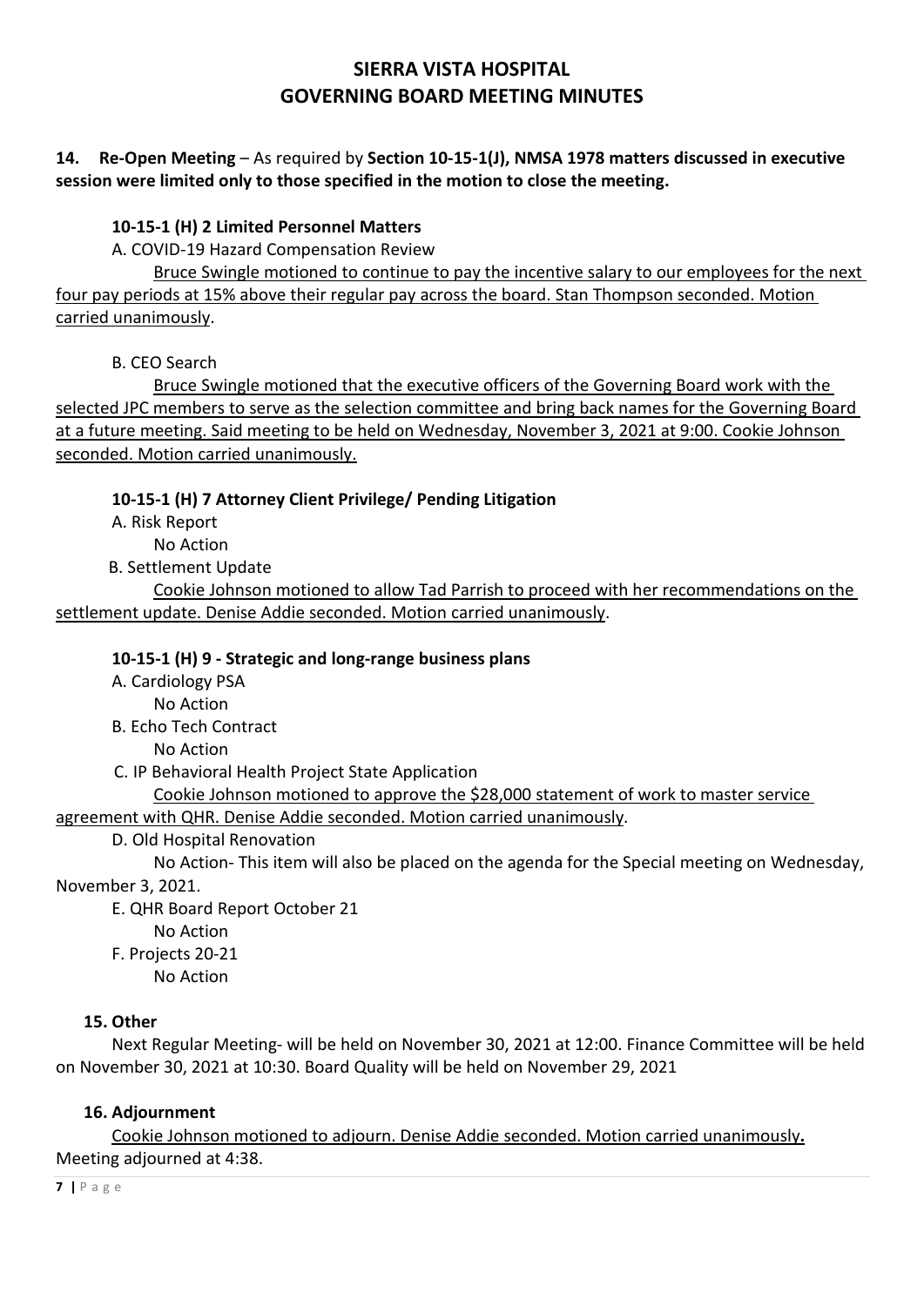# SIERRA VISTA HOSPITAL
# GOVERNING BOARD MEETING MINUTES

**14. Re-Open Meeting** – As required by **Section 10-15-1(J), NMSA 1978 matters discussed in executive session were limited only to those specified in the motion to close the meeting.**

**10-15-1 (H) 2 Limited Personnel Matters**

A. COVID-19 Hazard Compensation Review

Bruce Swingle motioned to continue to pay the incentive salary to our employees for the next four pay periods at 15% above their regular pay across the board. Stan Thompson seconded. Motion carried unanimously.

B. CEO Search

Bruce Swingle motioned that the executive officers of the Governing Board work with the selected JPC members to serve as the selection committee and bring back names for the Governing Board at a future meeting. Said meeting to be held on Wednesday, November 3, 2021 at 9:00. Cookie Johnson seconded. Motion carried unanimously.

**10-15-1 (H) 7 Attorney Client Privilege/ Pending Litigation**

A. Risk Report

No Action

B. Settlement Update

Cookie Johnson motioned to allow Tad Parrish to proceed with her recommendations on the settlement update. Denise Addie seconded. Motion carried unanimously.

**10-15-1 (H) 9 - Strategic and long-range business plans**

A. Cardiology PSA

No Action

B. Echo Tech Contract

No Action

C. IP Behavioral Health Project State Application

Cookie Johnson motioned to approve the $28,000 statement of work to master service agreement with QHR. Denise Addie seconded. Motion carried unanimously.

D. Old Hospital Renovation

No Action- This item will also be placed on the agenda for the Special meeting on Wednesday, November 3, 2021.

E. QHR Board Report October 21

No Action

F. Projects 20-21

No Action

**15. Other**

Next Regular Meeting- will be held on November 30, 2021 at 12:00. Finance Committee will be held on November 30, 2021 at 10:30. Board Quality will be held on November 29, 2021

**16. Adjournment**

Cookie Johnson motioned to adjourn. Denise Addie seconded. Motion carried unanimously**.**
Meeting adjourned at 4:38.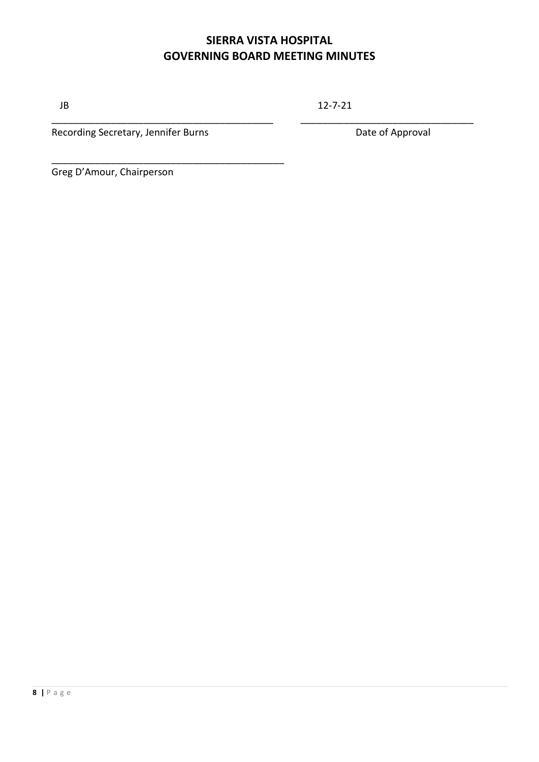**SIERRA VISTA HOSPITAL**
**GOVERNING BOARD MEETING MINUTES**

JB &nbsp;&nbsp;&nbsp;&nbsp;&nbsp;&nbsp;&nbsp;&nbsp;&nbsp;&nbsp;&nbsp;&nbsp;&nbsp;&nbsp;&nbsp;&nbsp;&nbsp;&nbsp;&nbsp;&nbsp; 12-7-21

___________________________________________ &nbsp;&nbsp;&nbsp;&nbsp; ________________________________

Recording Secretary, Jennifer Burns &nbsp;&nbsp;&nbsp;&nbsp;&nbsp;&nbsp;&nbsp;&nbsp;&nbsp;&nbsp;&nbsp;&nbsp;&nbsp;&nbsp;&nbsp;&nbsp;&nbsp;&nbsp;&nbsp;&nbsp; Date of Approval

___________________________________________

Greg D'Amour, Chairperson